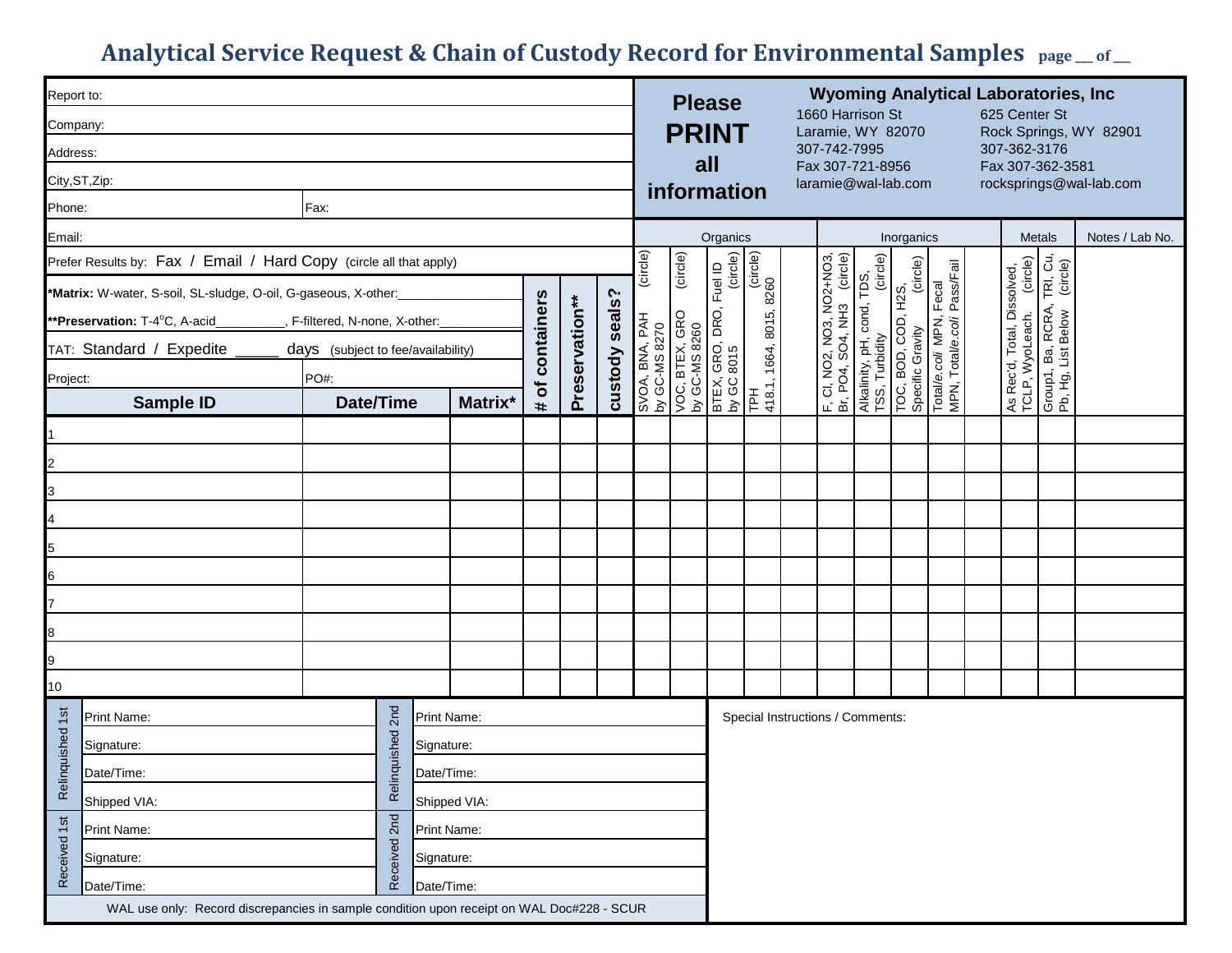# Analytical Service Request & Chain of Custody Record for Environmental Samples

page ___ of ___

Report to:

Company:

Address:

City,ST,Zip:

Phone: Fax:

Email:

Prefer Results by: Fax / Email / Hard Copy (circle all that apply)

**Please PRINT all information**

**Wyoming Analytical Laboratories, Inc**

1660 Harrison St
Laramie, WY 82070
307-742-7995
Fax 307-721-8956
laramie@wal-lab.com

625 Center St
Rock Springs, WY 82901
307-362-3176
Fax 307-362-3581
rocksprings@wal-lab.com

***Matrix:** W-water, S-soil, SL-sludge, O-oil, G-gaseous, X-other:________________

****Preservation:** T-4°C, A-acid__________, F-filtered, N-none, X-other:____________

TAT: Standard / Expedite _____ days (subject to fee/availability)

Project: PO#:

| Sample ID | Date/Time | Matrix* | # of containers | Preservation** | custody seals? | Organics: SVOA, BNA, PAH by GC-MS 8270 (circle) | Organics: VOC, BTEX, GRO by GC-MS 8260 (circle) | Organics: BTEX, GRO, DRO, Fuel ID by GC 8015 (circle) | Organics: TPH 418.1, 1664, 8015, 8260 (circle) | Organics | Inorganics: F, Cl, NO2, NO3, NO2+NO3, Br, PO4, SO4, NH3 (circle) | Inorganics: Alkalinity, pH, cond, TDS, TSS, Turbidity (circle) | Inorganics: TOC, BOD, COD, H2S, Specific Gravity (circle) | Inorganics: Total *e.coli* MPN, Fecal MPN, Total *e.coli* Pass/Fail | Inorganics | Metals: As Rec'd, Total, Dissolved, TCLP, WyoLeach. (circle) | Metals: Group1, Ba, RCRA, TRI, Cu, Pb, Hg, List Below (circle) | Notes / Lab No. |
|---|---|---|---|---|---|---|---|---|---|---|---|---|---|---|---|---|---|---|
| 1 | | | | | | | | | | | | | | | | | | |
| 2 | | | | | | | | | | | | | | | | | | |
| 3 | | | | | | | | | | | | | | | | | | |
| 4 | | | | | | | | | | | | | | | | | | |
| 5 | | | | | | | | | | | | | | | | | | |
| 6 | | | | | | | | | | | | | | | | | | |
| 7 | | | | | | | | | | | | | | | | | | |
| 8 | | | | | | | | | | | | | | | | | | |
| 9 | | | | | | | | | | | | | | | | | | |
| 10 | | | | | | | | | | | | | | | | | | |

| | Relinquished 1st | Relinquished 2nd |
|---|---|---|
| Print Name: | | |
| Signature: | | |
| Date/Time: | | |
| Shipped VIA: | | |

| | Received 1st | Received 2nd |
|---|---|---|
| Print Name: | | |
| Signature: | | |
| Date/Time: | | |

Special Instructions / Comments:

WAL use only: Record discrepancies in sample condition upon receipt on WAL Doc#228 - SCUR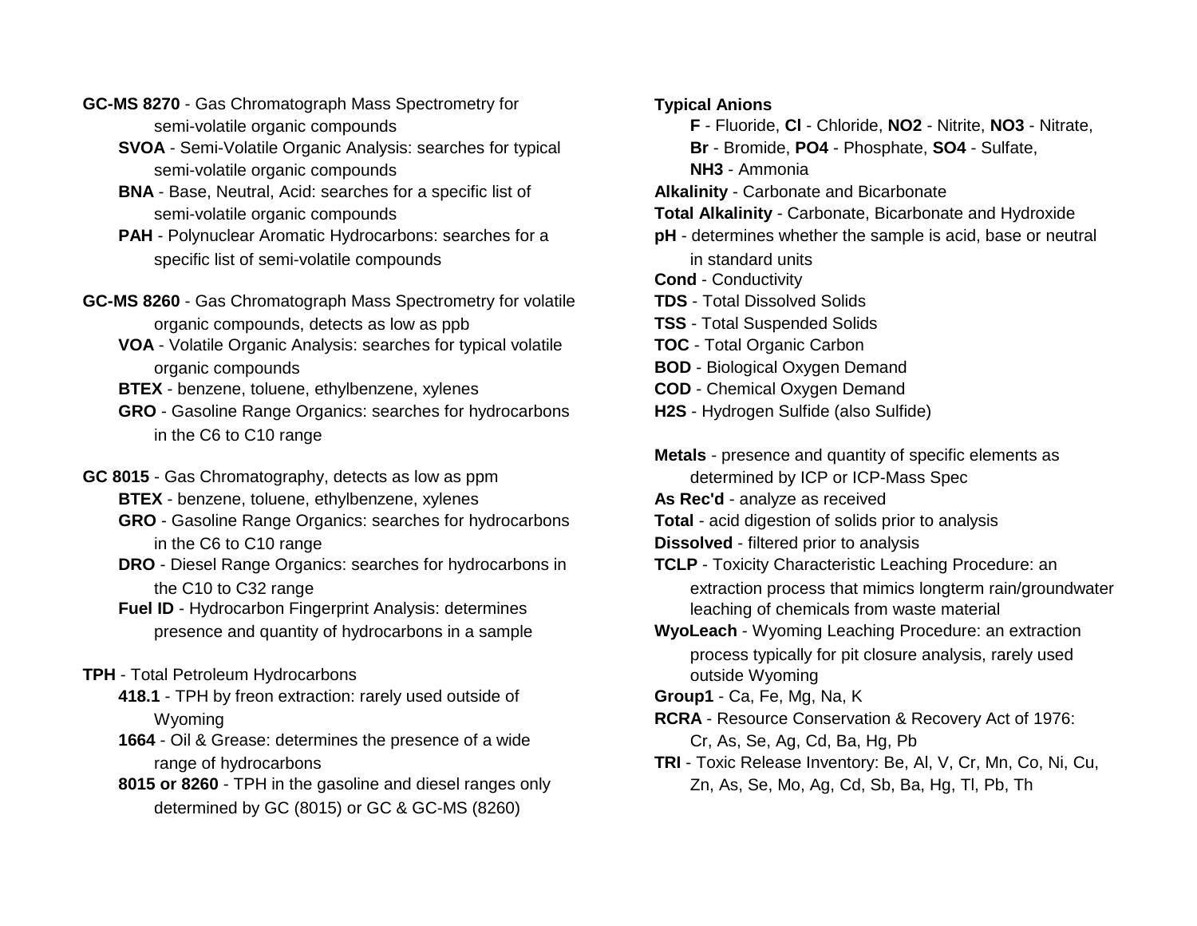**GC-MS 8270** - Gas Chromatograph Mass Spectrometry for semi-volatile organic compounds

- **SVOA** - Semi-Volatile Organic Analysis: searches for typical semi-volatile organic compounds
- **BNA** - Base, Neutral, Acid: searches for a specific list of semi-volatile organic compounds
- **PAH** - Polynuclear Aromatic Hydrocarbons: searches for a specific list of semi-volatile compounds

**GC-MS 8260** - Gas Chromatograph Mass Spectrometry for volatile organic compounds, detects as low as ppb

- **VOA** - Volatile Organic Analysis: searches for typical volatile organic compounds
- **BTEX** - benzene, toluene, ethylbenzene, xylenes
- **GRO** - Gasoline Range Organics: searches for hydrocarbons in the C6 to C10 range

**GC 8015** - Gas Chromatography, detects as low as ppm

- **BTEX** - benzene, toluene, ethylbenzene, xylenes
- **GRO** - Gasoline Range Organics: searches for hydrocarbons in the C6 to C10 range
- **DRO** - Diesel Range Organics: searches for hydrocarbons in the C10 to C32 range
- **Fuel ID** - Hydrocarbon Fingerprint Analysis: determines presence and quantity of hydrocarbons in a sample

**TPH** - Total Petroleum Hydrocarbons

- **418.1** - TPH by freon extraction: rarely used outside of Wyoming
- **1664** - Oil & Grease: determines the presence of a wide range of hydrocarbons
- **8015 or 8260** - TPH in the gasoline and diesel ranges only determined by GC (8015) or GC & GC-MS (8260)

**Typical Anions**

- **F** - Fluoride, **Cl** - Chloride, **NO2** - Nitrite, **NO3** - Nitrate, **Br** - Bromide, **PO4** - Phosphate, **SO4** - Sulfate, **NH3** - Ammonia

**Alkalinity** - Carbonate and Bicarbonate

**Total Alkalinity** - Carbonate, Bicarbonate and Hydroxide

**pH** - determines whether the sample is acid, base or neutral in standard units

**Cond** - Conductivity

**TDS** - Total Dissolved Solids

**TSS** - Total Suspended Solids

**TOC** - Total Organic Carbon

**BOD** - Biological Oxygen Demand

**COD** - Chemical Oxygen Demand

**H2S** - Hydrogen Sulfide (also Sulfide)

**Metals** - presence and quantity of specific elements as determined by ICP or ICP-Mass Spec

**As Rec'd** - analyze as received

**Total** - acid digestion of solids prior to analysis

**Dissolved** - filtered prior to analysis

**TCLP** - Toxicity Characteristic Leaching Procedure: an extraction process that mimics longterm rain/groundwater leaching of chemicals from waste material

**WyoLeach** - Wyoming Leaching Procedure: an extraction process typically for pit closure analysis, rarely used outside Wyoming

**Group1** - Ca, Fe, Mg, Na, K

**RCRA** - Resource Conservation & Recovery Act of 1976: Cr, As, Se, Ag, Cd, Ba, Hg, Pb

**TRI** - Toxic Release Inventory: Be, Al, V, Cr, Mn, Co, Ni, Cu, Zn, As, Se, Mo, Ag, Cd, Sb, Ba, Hg, Tl, Pb, Th